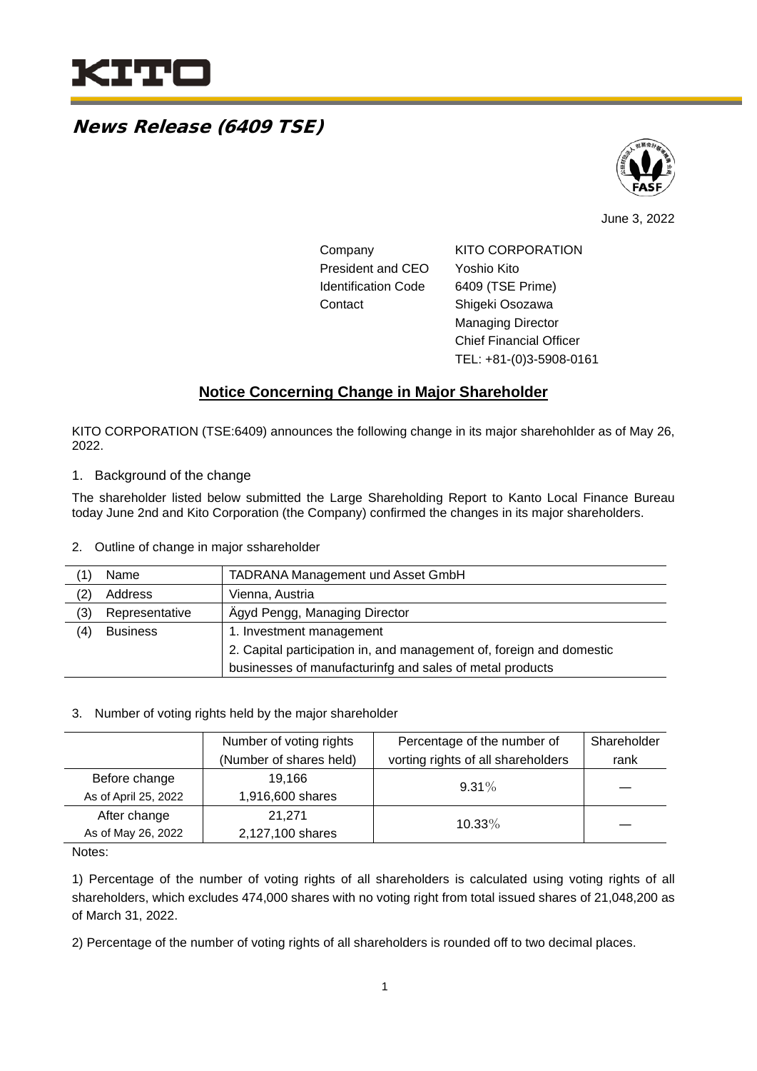KITO

## *News Release (6409 TSE)*

June 3, 2022

| | |
|---|---|
| Company | KITO CORPORATION |
| President and CEO | Yoshio Kito |
| Identification Code | 6409 (TSE Prime) |
| Contact | Shigeki Osozawa<br>Managing Director<br>Chief Financial Officer<br>TEL: +81-(0)3-5908-0161 |

# Notice Concerning Change in Major Shareholder

KITO CORPORATION (TSE:6409) announces the following change in its major sharehohlder as of May 26, 2022.

1. Background of the change

The shareholder listed below submitted the Large Shareholding Report to Kanto Local Finance Bureau today June 2nd and Kito Corporation (the Company) confirmed the changes in its major shareholders.

2. Outline of change in major sshareholder

| | |
|---|---|
| (1) Name | TADRANA Management und Asset GmbH |
| (2) Address | Vienna, Austria |
| (3) Representative | Ägyd Pengg, Managing Director |
| (4) Business | 1. Investment management<br>2. Capital participation in, and management of, foreign and domestic businesses of manufacturinfg and sales of metal products |

3. Number of voting rights held by the major shareholder

| | Number of voting rights (Number of shares held) | Percentage of the number of vorting rights of all shareholders | Shareholder rank |
|---|---|---|---|
| Before change As of April 25, 2022 | 19,166<br>1,916,600 shares | 9.31% | ― |
| After change As of May 26, 2022 | 21,271<br>2,127,100 shares | 10.33% | ― |

Notes:

1) Percentage of the number of voting rights of all shareholders is calculated using voting rights of all shareholders, which excludes 474,000 shares with no voting right from total issued shares of 21,048,200 as of March 31, 2022.

2) Percentage of the number of voting rights of all shareholders is rounded off to two decimal places.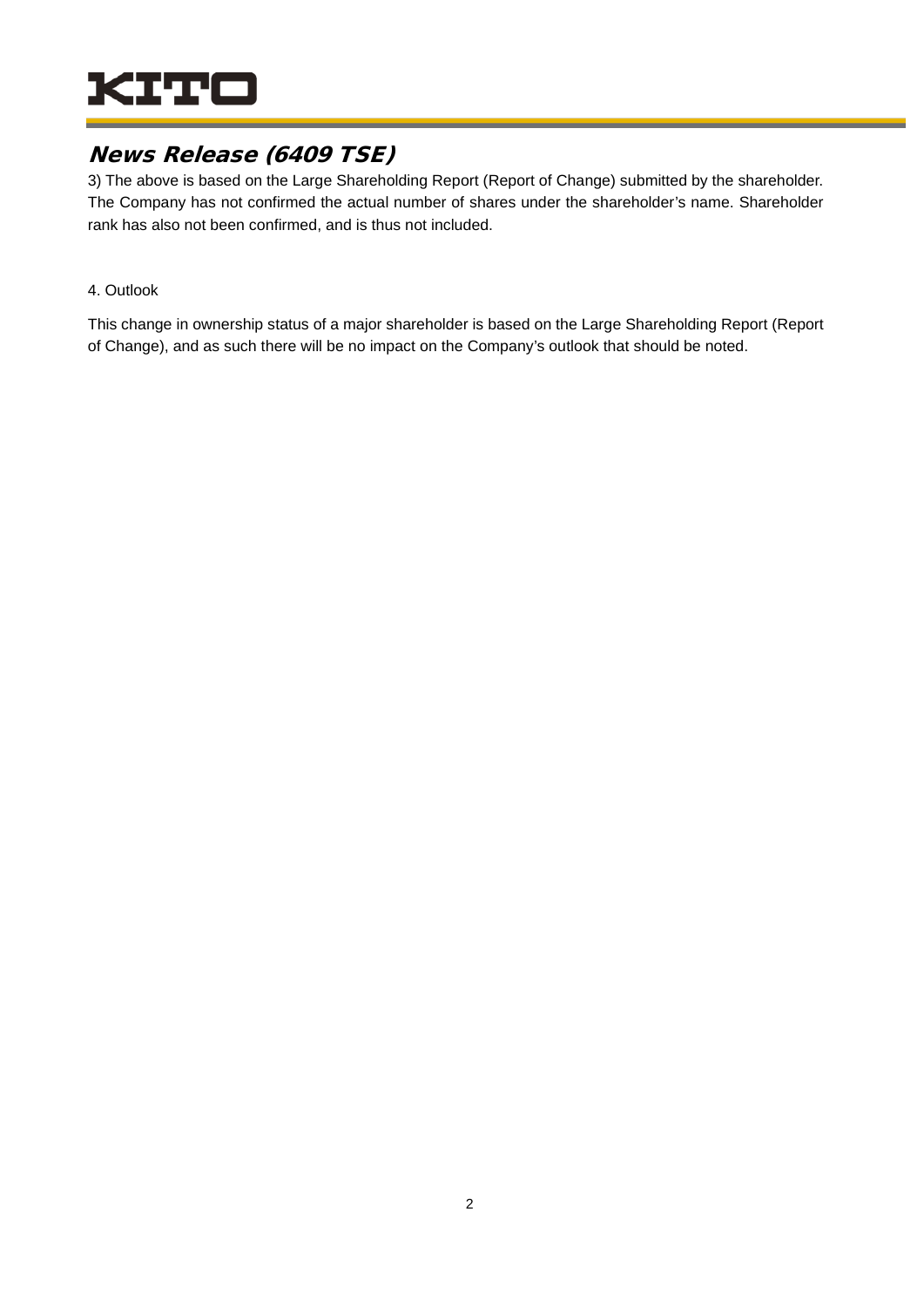3) The above is based on the Large Shareholding Report (Report of Change) submitted by the shareholder. The Company has not confirmed the actual number of shares under the shareholder's name. Shareholder rank has also not been confirmed, and is thus not included.

4. Outlook

This change in ownership status of a major shareholder is based on the Large Shareholding Report (Report of Change), and as such there will be no impact on the Company's outlook that should be noted.